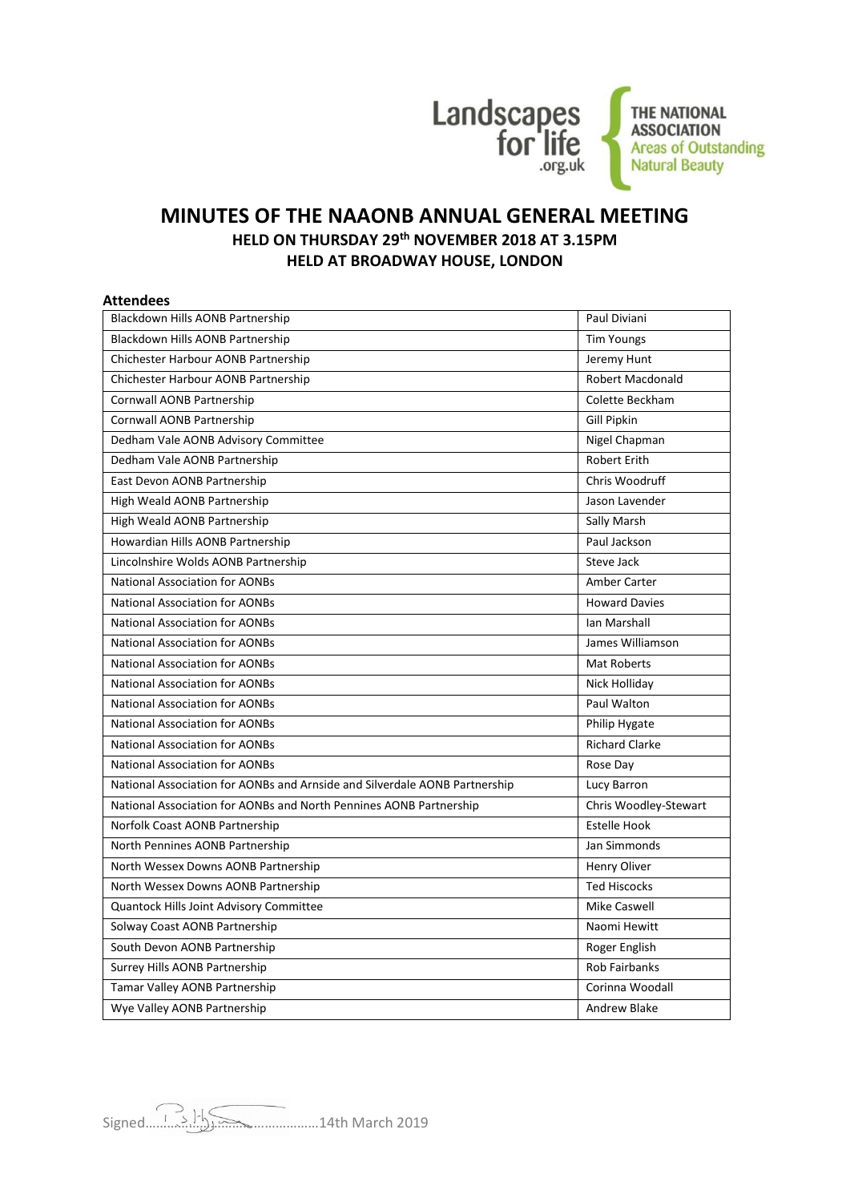Landscapes for life .org.uk

THE NATIONAL ASSOCIATION Areas of Outstanding Natural Beauty

# MINUTES OF THE NAAONB ANNUAL GENERAL MEETING

## HELD ON THURSDAY 29th NOVEMBER 2018 AT 3.15PM

## HELD AT BROADWAY HOUSE, LONDON

### Attendees

| | |
|---|---|
| Blackdown Hills AONB Partnership | Paul Diviani |
| Blackdown Hills AONB Partnership | Tim Youngs |
| Chichester Harbour AONB Partnership | Jeremy Hunt |
| Chichester Harbour AONB Partnership | Robert Macdonald |
| Cornwall AONB Partnership | Colette Beckham |
| Cornwall AONB Partnership | Gill Pipkin |
| Dedham Vale AONB Advisory Committee | Nigel Chapman |
| Dedham Vale AONB Partnership | Robert Erith |
| East Devon AONB Partnership | Chris Woodruff |
| High Weald AONB Partnership | Jason Lavender |
| High Weald AONB Partnership | Sally Marsh |
| Howardian Hills AONB Partnership | Paul Jackson |
| Lincolnshire Wolds AONB Partnership | Steve Jack |
| National Association for AONBs | Amber Carter |
| National Association for AONBs | Howard Davies |
| National Association for AONBs | Ian Marshall |
| National Association for AONBs | James Williamson |
| National Association for AONBs | Mat Roberts |
| National Association for AONBs | Nick Holliday |
| National Association for AONBs | Paul Walton |
| National Association for AONBs | Philip Hygate |
| National Association for AONBs | Richard Clarke |
| National Association for AONBs | Rose Day |
| National Association for AONBs and Arnside and Silverdale AONB Partnership | Lucy Barron |
| National Association for AONBs and North Pennines AONB Partnership | Chris Woodley-Stewart |
| Norfolk Coast AONB Partnership | Estelle Hook |
| North Pennines AONB Partnership | Jan Simmonds |
| North Wessex Downs AONB Partnership | Henry Oliver |
| North Wessex Downs AONB Partnership | Ted Hiscocks |
| Quantock Hills Joint Advisory Committee | Mike Caswell |
| Solway Coast AONB Partnership | Naomi Hewitt |
| South Devon AONB Partnership | Roger English |
| Surrey Hills AONB Partnership | Rob Fairbanks |
| Tamar Valley AONB Partnership | Corinna Woodall |
| Wye Valley AONB Partnership | Andrew Blake |

Signed.................................................14th March 2019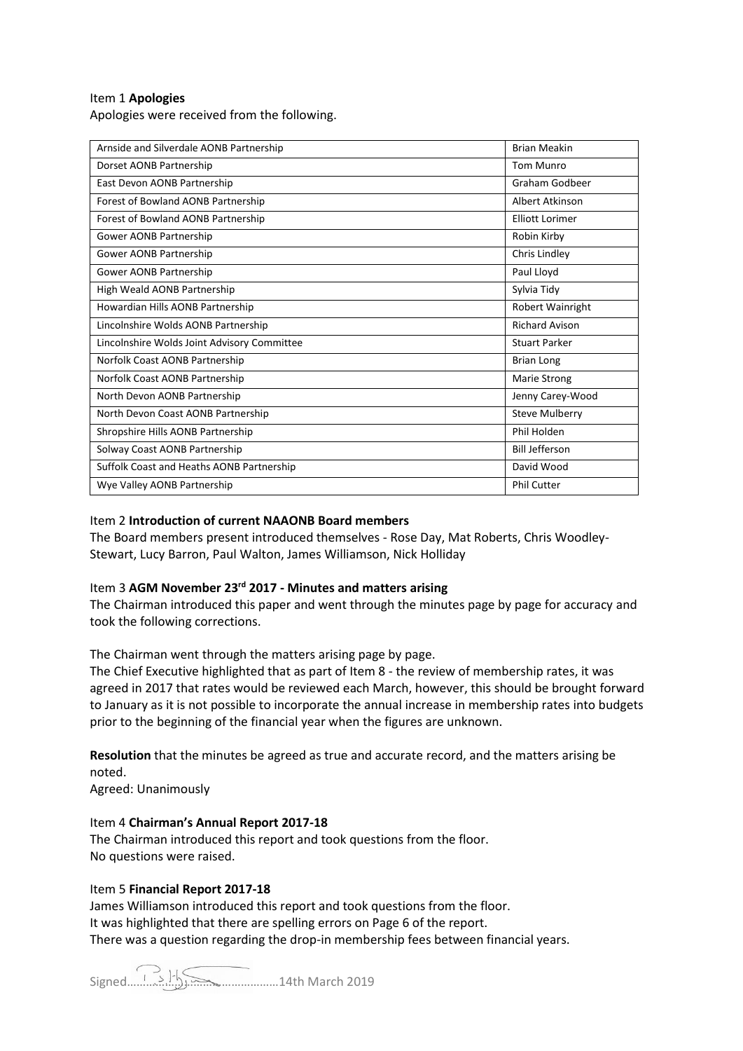Item 1 **Apologies**

Apologies were received from the following.

| | |
|---|---|
| Arnside and Silverdale AONB Partnership | Brian Meakin |
| Dorset AONB Partnership | Tom Munro |
| East Devon AONB Partnership | Graham Godbeer |
| Forest of Bowland AONB Partnership | Albert Atkinson |
| Forest of Bowland AONB Partnership | Elliott Lorimer |
| Gower AONB Partnership | Robin Kirby |
| Gower AONB Partnership | Chris Lindley |
| Gower AONB Partnership | Paul Lloyd |
| High Weald AONB Partnership | Sylvia Tidy |
| Howardian Hills AONB Partnership | Robert Wainright |
| Lincolnshire Wolds AONB Partnership | Richard Avison |
| Lincolnshire Wolds Joint Advisory Committee | Stuart Parker |
| Norfolk Coast AONB Partnership | Brian Long |
| Norfolk Coast AONB Partnership | Marie Strong |
| North Devon AONB Partnership | Jenny Carey-Wood |
| North Devon Coast AONB Partnership | Steve Mulberry |
| Shropshire Hills AONB Partnership | Phil Holden |
| Solway Coast AONB Partnership | Bill Jefferson |
| Suffolk Coast and Heaths AONB Partnership | David Wood |
| Wye Valley AONB Partnership | Phil Cutter |

Item 2 **Introduction of current NAAONB Board members**

The Board members present introduced themselves - Rose Day, Mat Roberts, Chris Woodley-Stewart, Lucy Barron, Paul Walton, James Williamson, Nick Holliday

Item 3 **AGM November 23rd 2017 - Minutes and matters arising**

The Chairman introduced this paper and went through the minutes page by page for accuracy and took the following corrections.

The Chairman went through the matters arising page by page.

The Chief Executive highlighted that as part of Item 8 - the review of membership rates, it was agreed in 2017 that rates would be reviewed each March, however, this should be brought forward to January as it is not possible to incorporate the annual increase in membership rates into budgets prior to the beginning of the financial year when the figures are unknown.

**Resolution** that the minutes be agreed as true and accurate record, and the matters arising be noted.

Agreed: Unanimously

Item 4 **Chairman's Annual Report 2017-18**

The Chairman introduced this report and took questions from the floor.

No questions were raised.

Item 5 **Financial Report 2017-18**

James Williamson introduced this report and took questions from the floor.

It was highlighted that there are spelling errors on Page 6 of the report.

There was a question regarding the drop-in membership fees between financial years.

Signed.....................................14th March 2019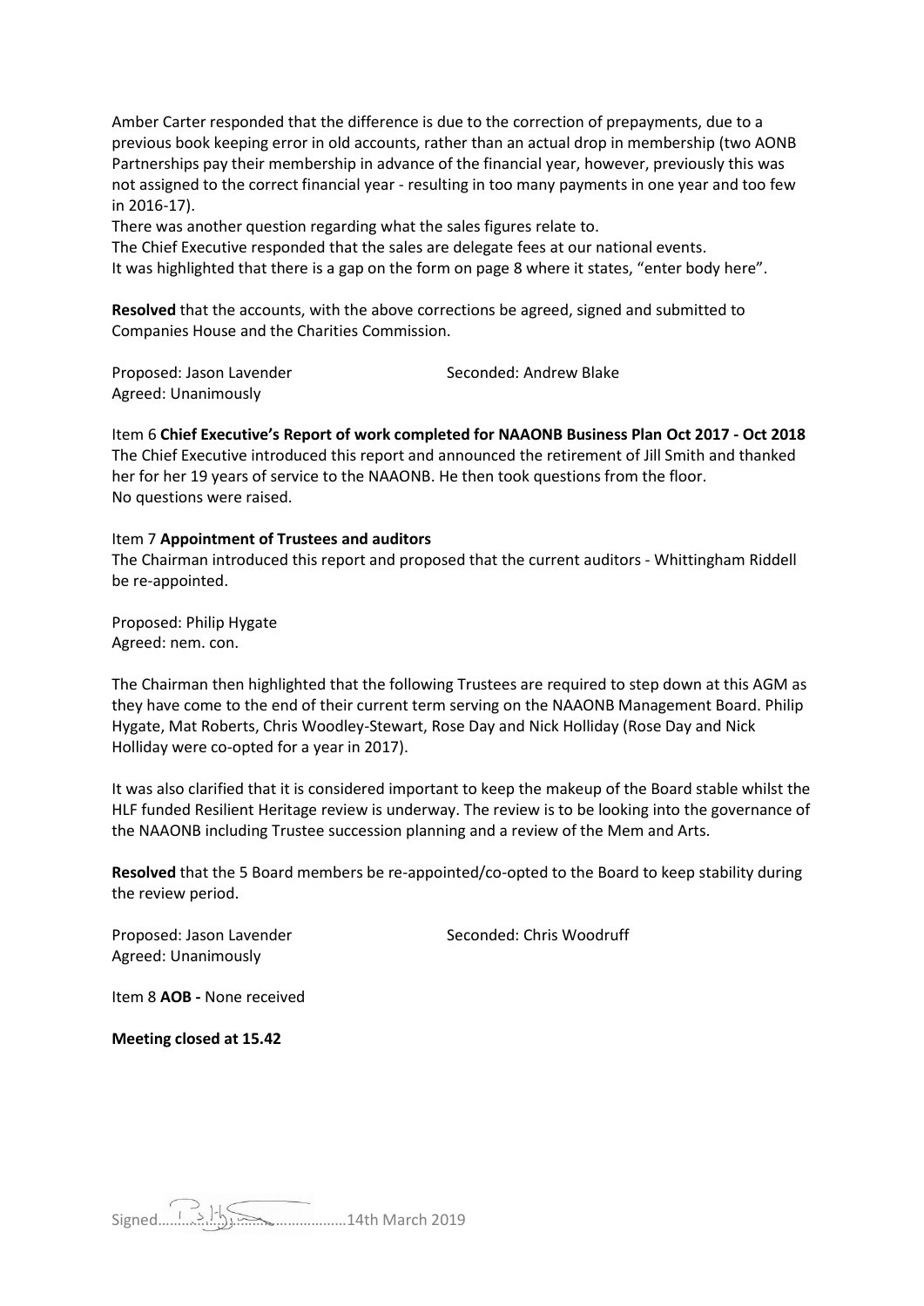Amber Carter responded that the difference is due to the correction of prepayments, due to a previous book keeping error in old accounts, rather than an actual drop in membership (two AONB Partnerships pay their membership in advance of the financial year, however, previously this was not assigned to the correct financial year - resulting in too many payments in one year and too few in 2016-17).

There was another question regarding what the sales figures relate to.

The Chief Executive responded that the sales are delegate fees at our national events.

It was highlighted that there is a gap on the form on page 8 where it states, "enter body here".

**Resolved** that the accounts, with the above corrections be agreed, signed and submitted to Companies House and the Charities Commission.

Proposed: Jason Lavender Seconded: Andrew Blake
Agreed: Unanimously

Item 6 **Chief Executive's Report of work completed for NAAONB Business Plan Oct 2017 - Oct 2018**
The Chief Executive introduced this report and announced the retirement of Jill Smith and thanked her for her 19 years of service to the NAAONB. He then took questions from the floor.
No questions were raised.

Item 7 **Appointment of Trustees and auditors**
The Chairman introduced this report and proposed that the current auditors - Whittingham Riddell be re-appointed.

Proposed: Philip Hygate
Agreed: nem. con.

The Chairman then highlighted that the following Trustees are required to step down at this AGM as they have come to the end of their current term serving on the NAAONB Management Board. Philip Hygate, Mat Roberts, Chris Woodley-Stewart, Rose Day and Nick Holliday (Rose Day and Nick Holliday were co-opted for a year in 2017).

It was also clarified that it is considered important to keep the makeup of the Board stable whilst the HLF funded Resilient Heritage review is underway. The review is to be looking into the governance of the NAAONB including Trustee succession planning and a review of the Mem and Arts.

**Resolved** that the 5 Board members be re-appointed/co-opted to the Board to keep stability during the review period.

Proposed: Jason Lavender Seconded: Chris Woodruff
Agreed: Unanimously

Item 8 **AOB -** None received

**Meeting closed at 15.42**

Signed……………………………………14th March 2019